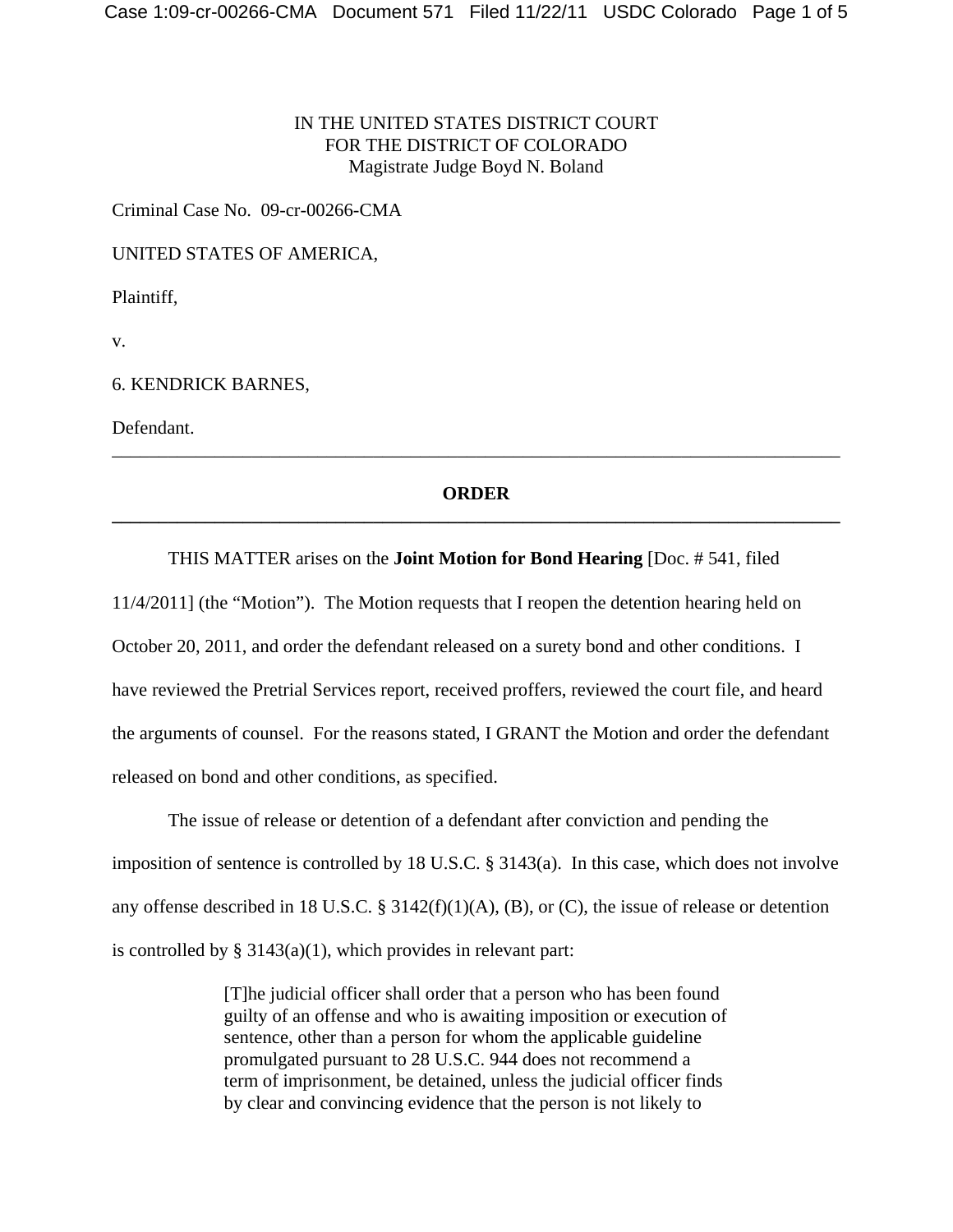IN THE UNITED STATES DISTRICT COURT
FOR THE DISTRICT OF COLORADO
Magistrate Judge Boyd N. Boland

Criminal Case No. 09-cr-00266-CMA

UNITED STATES OF AMERICA,

Plaintiff,

v.

6. KENDRICK BARNES,

Defendant.

---

**ORDER**

---

THIS MATTER arises on the **Joint Motion for Bond Hearing** [Doc. # 541, filed 11/4/2011] (the "Motion"). The Motion requests that I reopen the detention hearing held on October 20, 2011, and order the defendant released on a surety bond and other conditions. I have reviewed the Pretrial Services report, received proffers, reviewed the court file, and heard the arguments of counsel. For the reasons stated, I GRANT the Motion and order the defendant released on bond and other conditions, as specified.

The issue of release or detention of a defendant after conviction and pending the imposition of sentence is controlled by 18 U.S.C. § 3143(a). In this case, which does not involve any offense described in 18 U.S.C. § 3142(f)(1)(A), (B), or (C), the issue of release or detention is controlled by § 3143(a)(1), which provides in relevant part:

> [T]he judicial officer shall order that a person who has been found guilty of an offense and who is awaiting imposition or execution of sentence, other than a person for whom the applicable guideline promulgated pursuant to 28 U.S.C. 944 does not recommend a term of imprisonment, be detained, unless the judicial officer finds by clear and convincing evidence that the person is not likely to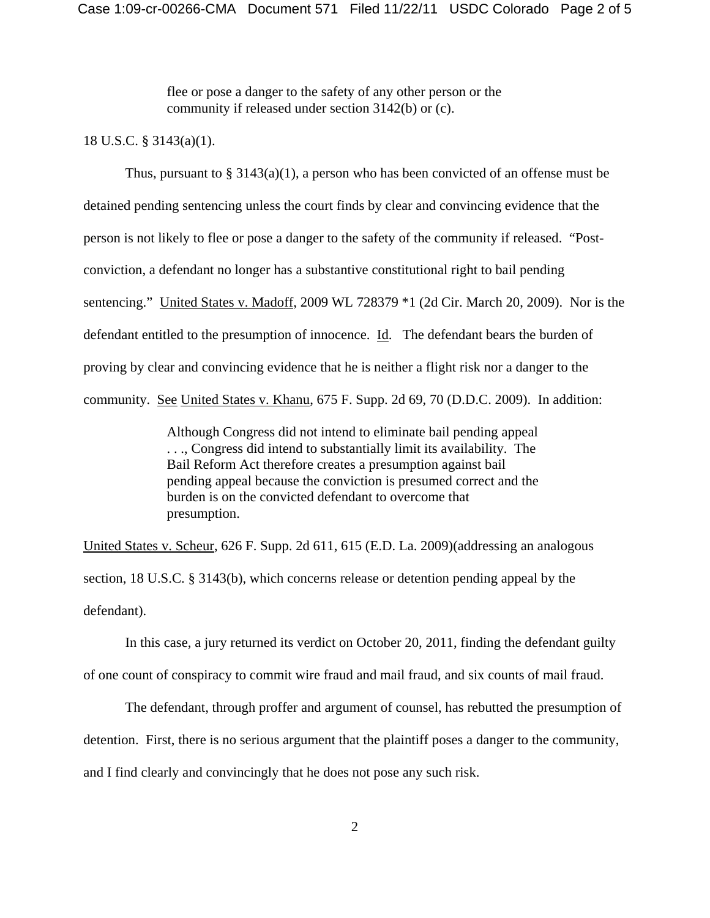> flee or pose a danger to the safety of any other person or the community if released under section 3142(b) or (c).

18 U.S.C. § 3143(a)(1).

Thus, pursuant to § 3143(a)(1), a person who has been convicted of an offense must be detained pending sentencing unless the court finds by clear and convincing evidence that the person is not likely to flee or pose a danger to the safety of the community if released. "Post-conviction, a defendant no longer has a substantive constitutional right to bail pending sentencing." United States v. Madoff, 2009 WL 728379 *1 (2d Cir. March 20, 2009). Nor is the defendant entitled to the presumption of innocence. Id. The defendant bears the burden of proving by clear and convincing evidence that he is neither a flight risk nor a danger to the community. See United States v. Khanu, 675 F. Supp. 2d 69, 70 (D.D.C. 2009). In addition:

> Although Congress did not intend to eliminate bail pending appeal . . ., Congress did intend to substantially limit its availability. The Bail Reform Act therefore creates a presumption against bail pending appeal because the conviction is presumed correct and the burden is on the convicted defendant to overcome that presumption.

United States v. Scheur, 626 F. Supp. 2d 611, 615 (E.D. La. 2009)(addressing an analogous section, 18 U.S.C. § 3143(b), which concerns release or detention pending appeal by the defendant).

In this case, a jury returned its verdict on October 20, 2011, finding the defendant guilty of one count of conspiracy to commit wire fraud and mail fraud, and six counts of mail fraud.

The defendant, through proffer and argument of counsel, has rebutted the presumption of detention. First, there is no serious argument that the plaintiff poses a danger to the community, and I find clearly and convincingly that he does not pose any such risk.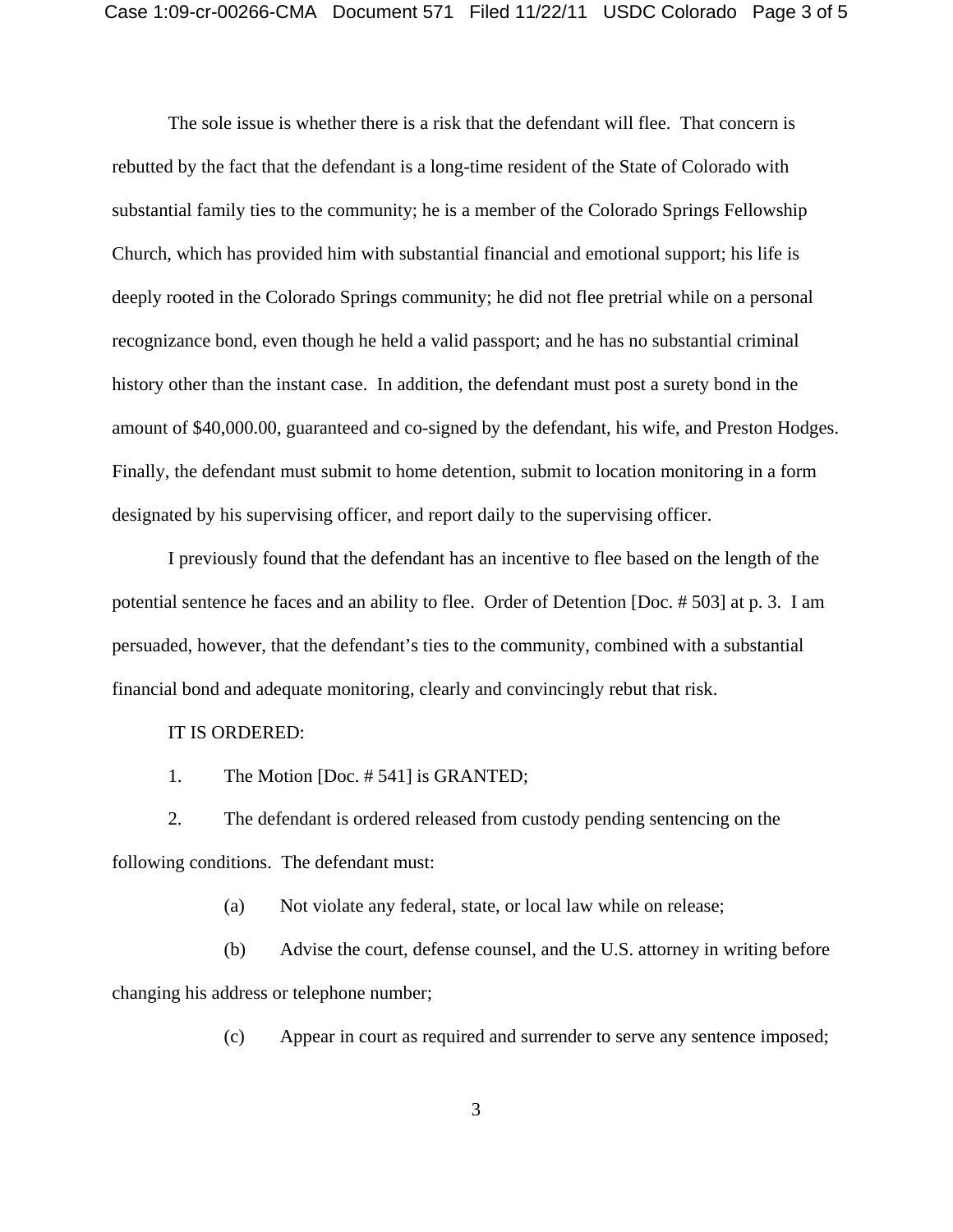The sole issue is whether there is a risk that the defendant will flee. That concern is rebutted by the fact that the defendant is a long-time resident of the State of Colorado with substantial family ties to the community; he is a member of the Colorado Springs Fellowship Church, which has provided him with substantial financial and emotional support; his life is deeply rooted in the Colorado Springs community; he did not flee pretrial while on a personal recognizance bond, even though he held a valid passport; and he has no substantial criminal history other than the instant case. In addition, the defendant must post a surety bond in the amount of $40,000.00, guaranteed and co-signed by the defendant, his wife, and Preston Hodges. Finally, the defendant must submit to home detention, submit to location monitoring in a form designated by his supervising officer, and report daily to the supervising officer.

I previously found that the defendant has an incentive to flee based on the length of the potential sentence he faces and an ability to flee. Order of Detention [Doc. # 503] at p. 3. I am persuaded, however, that the defendant's ties to the community, combined with a substantial financial bond and adequate monitoring, clearly and convincingly rebut that risk.

IT IS ORDERED:

1. The Motion [Doc. # 541] is GRANTED;

2. The defendant is ordered released from custody pending sentencing on the following conditions. The defendant must:

   (a) Not violate any federal, state, or local law while on release;

   (b) Advise the court, defense counsel, and the U.S. attorney in writing before changing his address or telephone number;

   (c) Appear in court as required and surrender to serve any sentence imposed;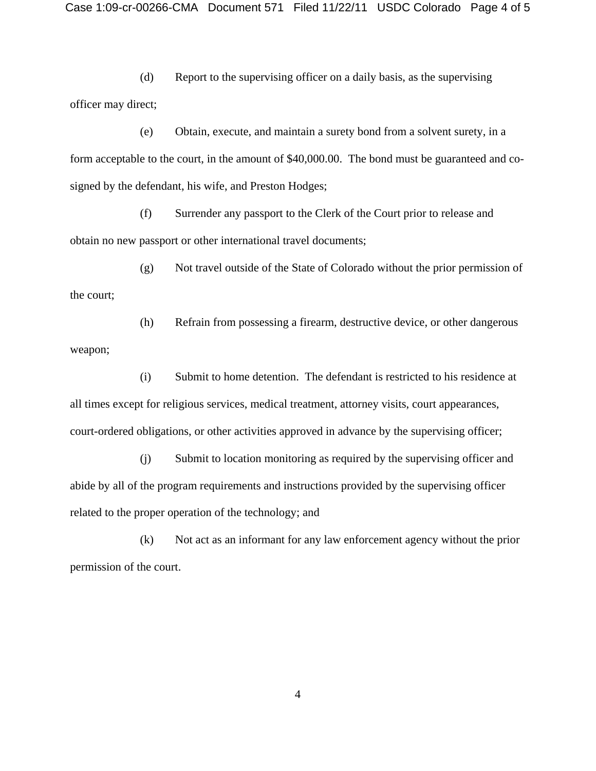(d) Report to the supervising officer on a daily basis, as the supervising officer may direct;

(e) Obtain, execute, and maintain a surety bond from a solvent surety, in a form acceptable to the court, in the amount of $40,000.00. The bond must be guaranteed and co-signed by the defendant, his wife, and Preston Hodges;

(f) Surrender any passport to the Clerk of the Court prior to release and obtain no new passport or other international travel documents;

(g) Not travel outside of the State of Colorado without the prior permission of the court;

(h) Refrain from possessing a firearm, destructive device, or other dangerous weapon;

(i) Submit to home detention. The defendant is restricted to his residence at all times except for religious services, medical treatment, attorney visits, court appearances, court-ordered obligations, or other activities approved in advance by the supervising officer;

(j) Submit to location monitoring as required by the supervising officer and abide by all of the program requirements and instructions provided by the supervising officer related to the proper operation of the technology; and

(k) Not act as an informant for any law enforcement agency without the prior permission of the court.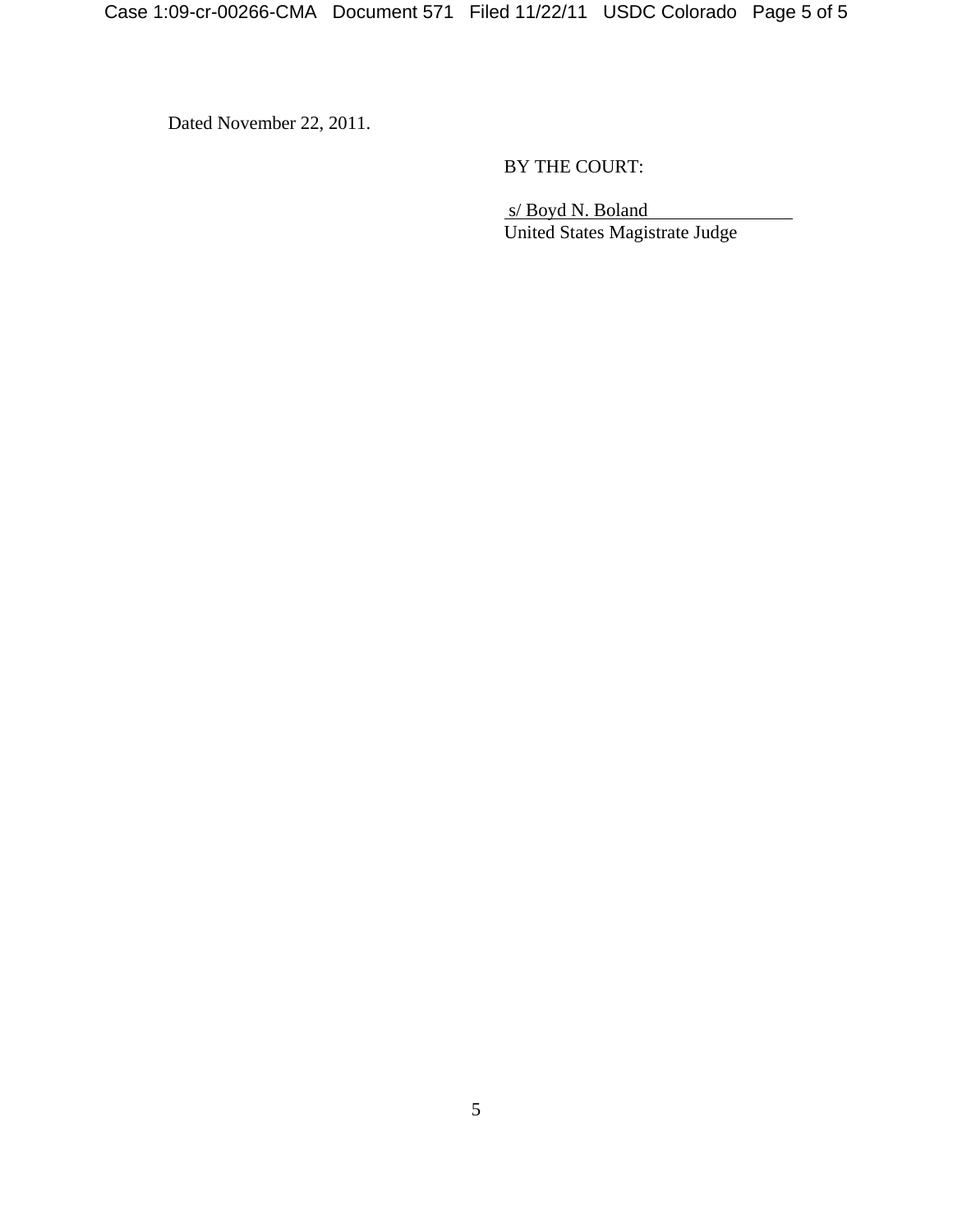Dated November 22, 2011.

BY THE COURT:

s/ Boyd N. Boland
United States Magistrate Judge